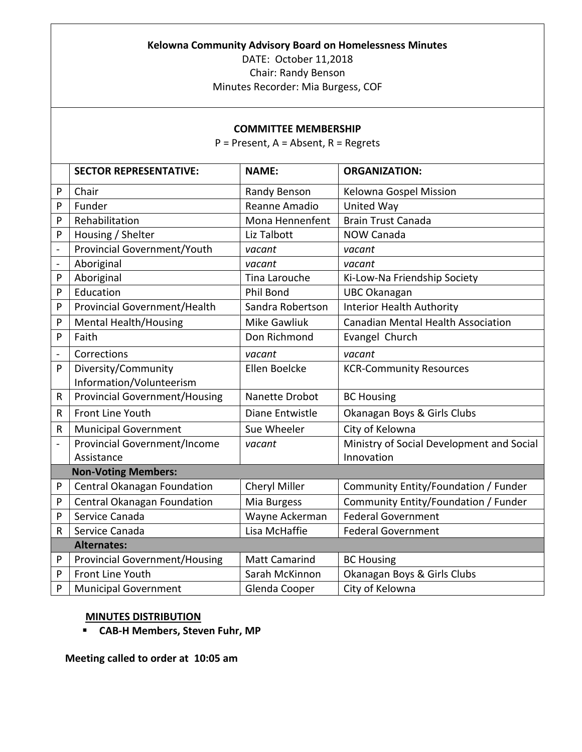**Kelowna Community Advisory Board on Homelessness Minutes**

DATE: October 11,2018

Chair: Randy Benson

Minutes Recorder: Mia Burgess, COF

**COMMITTEE MEMBERSHIP**

P = Present, A = Absent, R = Regrets

| | **SECTOR REPRESENTATIVE:** | **NAME:** | **ORGANIZATION:** |
|---|---|---|---|
| P | Chair | Randy Benson | Kelowna Gospel Mission |
| P | Funder | Reanne Amadio | United Way |
| P | Rehabilitation | Mona Hennenfent | Brain Trust Canada |
| P | Housing / Shelter | Liz Talbott | NOW Canada |
| - | Provincial Government/Youth | *vacant* | *vacant* |
| - | Aboriginal | *vacant* | *vacant* |
| P | Aboriginal | Tina Larouche | Ki-Low-Na Friendship Society |
| P | Education | Phil Bond | UBC Okanagan |
| P | Provincial Government/Health | Sandra Robertson | Interior Health Authority |
| P | Mental Health/Housing | Mike Gawliuk | Canadian Mental Health Association |
| P | Faith | Don Richmond | Evangel Church |
| - | Corrections | *vacant* | *vacant* |
| P | Diversity/Community Information/Volunteerism | Ellen Boelcke | KCR-Community Resources |
| R | Provincial Government/Housing | Nanette Drobot | BC Housing |
| R | Front Line Youth | Diane Entwistle | Okanagan Boys & Girls Clubs |
| R | Municipal Government | Sue Wheeler | City of Kelowna |
| - | Provincial Government/Income Assistance | *vacant* | Ministry of Social Development and Social Innovation |
| | **Non-Voting Members:** | | |
| P | Central Okanagan Foundation | Cheryl Miller | Community Entity/Foundation / Funder |
| P | Central Okanagan Foundation | Mia Burgess | Community Entity/Foundation / Funder |
| P | Service Canada | Wayne Ackerman | Federal Government |
| R | Service Canada | Lisa McHaffie | Federal Government |
| | **Alternates:** | | |
| P | Provincial Government/Housing | Matt Camarind | BC Housing |
| P | Front Line Youth | Sarah McKinnon | Okanagan Boys & Girls Clubs |
| P | Municipal Government | Glenda Cooper | City of Kelowna |

**MINUTES DISTRIBUTION**

- **CAB-H Members, Steven Fuhr, MP**

**Meeting called to order at 10:05 am**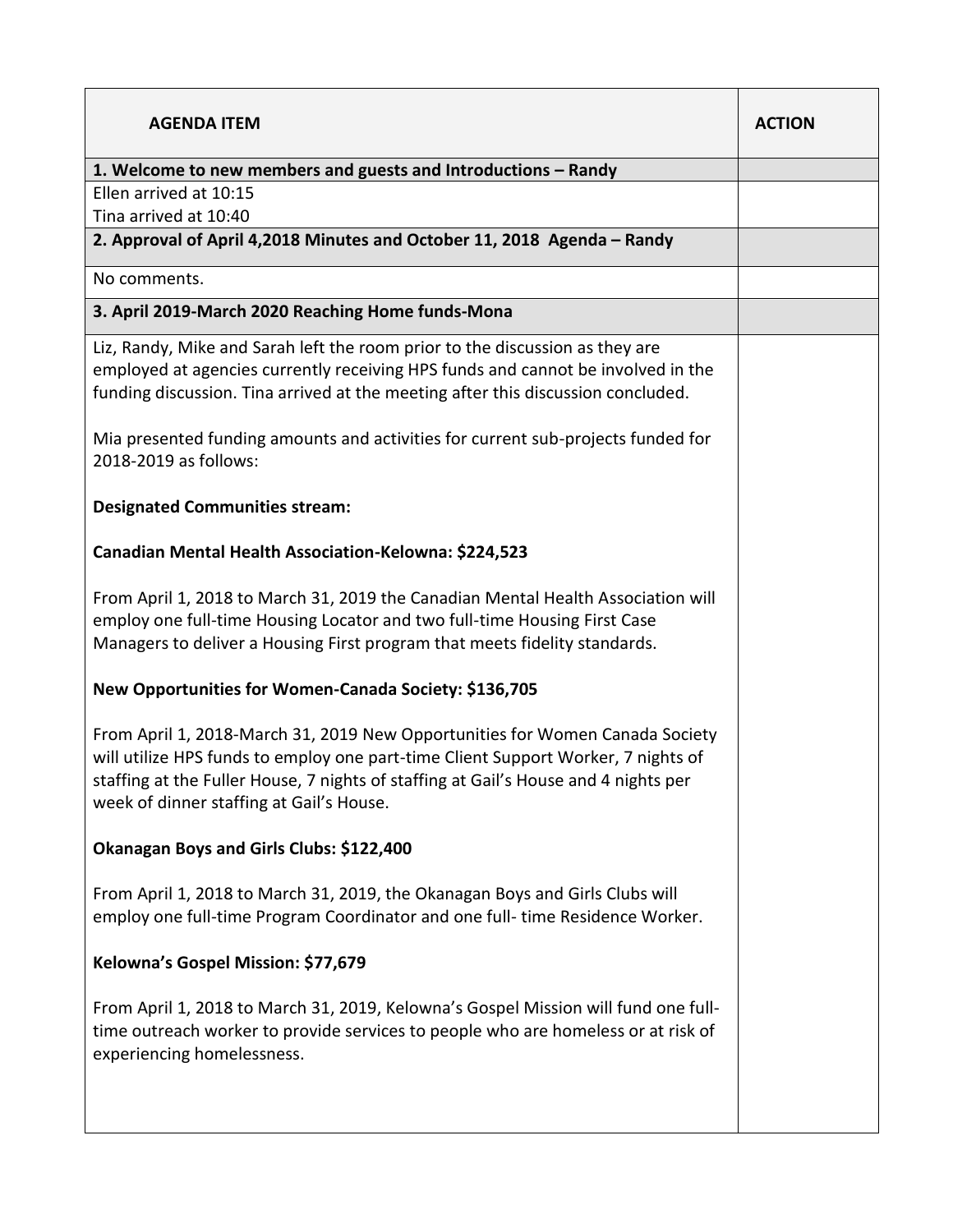| AGENDA ITEM | ACTION |
|---|---|
| **1. Welcome to new members and guests and Introductions – Randy** | |
| Ellen arrived at 10:15<br>Tina arrived at 10:40 | |
| **2. Approval of April 4,2018 Minutes and October 11, 2018 Agenda – Randy** | |
| No comments. | |
| **3. April 2019-March 2020 Reaching Home funds-Mona** | |
| Liz, Randy, Mike and Sarah left the room prior to the discussion as they are employed at agencies currently receiving HPS funds and cannot be involved in the funding discussion. Tina arrived at the meeting after this discussion concluded.<br><br>Mia presented funding amounts and activities for current sub-projects funded for 2018-2019 as follows:<br><br>**Designated Communities stream:**<br><br>**Canadian Mental Health Association-Kelowna: $224,523**<br><br>From April 1, 2018 to March 31, 2019 the Canadian Mental Health Association will employ one full-time Housing Locator and two full-time Housing First Case Managers to deliver a Housing First program that meets fidelity standards.<br><br>**New Opportunities for Women-Canada Society: $136,705**<br><br>From April 1, 2018-March 31, 2019 New Opportunities for Women Canada Society will utilize HPS funds to employ one part-time Client Support Worker, 7 nights of staffing at the Fuller House, 7 nights of staffing at Gail's House and 4 nights per week of dinner staffing at Gail's House.<br><br>**Okanagan Boys and Girls Clubs: $122,400**<br><br>From April 1, 2018 to March 31, 2019, the Okanagan Boys and Girls Clubs will employ one full-time Program Coordinator and one full- time Residence Worker.<br><br>**Kelowna's Gospel Mission: $77,679**<br><br>From April 1, 2018 to March 31, 2019, Kelowna's Gospel Mission will fund one full-time outreach worker to provide services to people who are homeless or at risk of experiencing homelessness. | |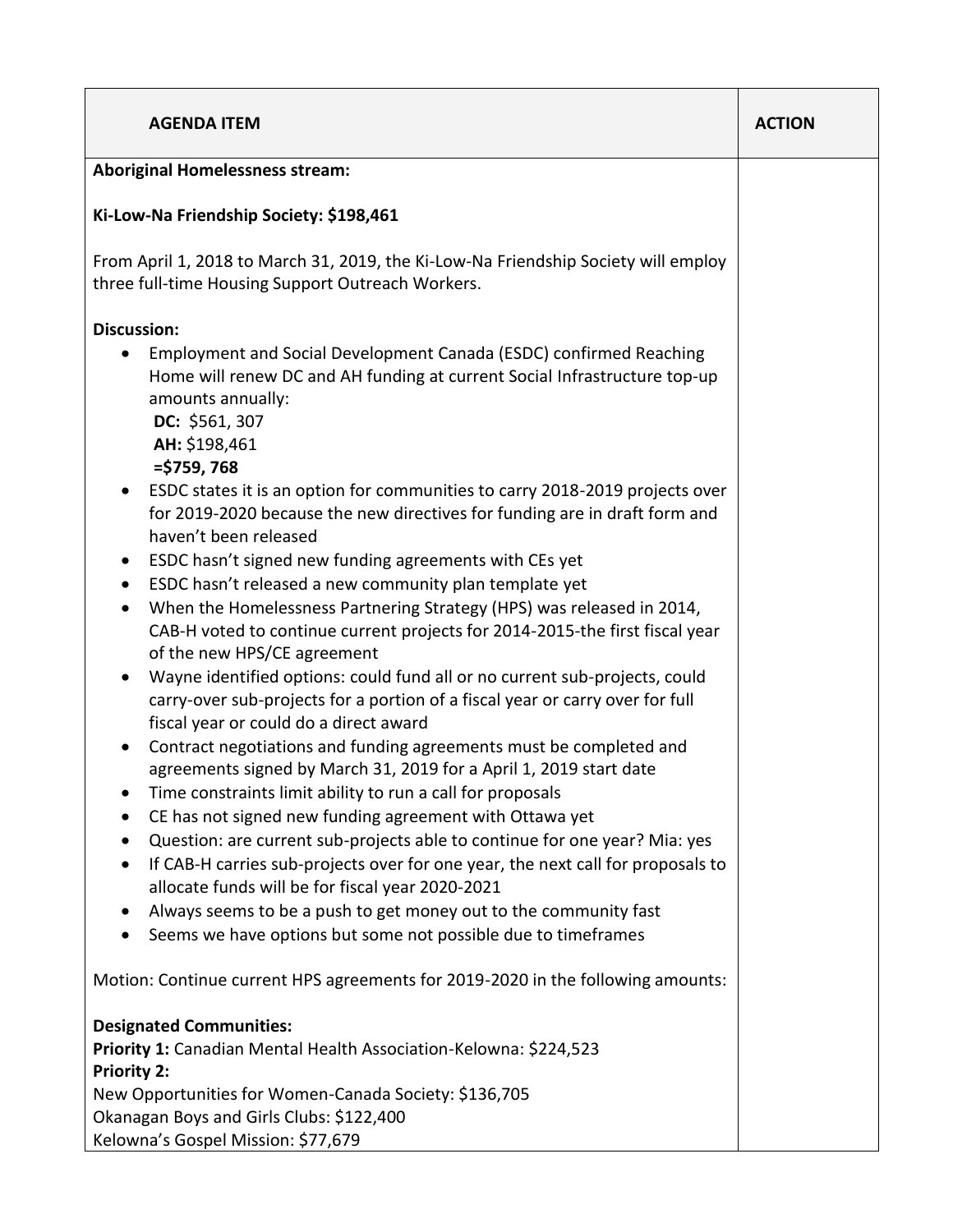| AGENDA ITEM | ACTION |
|---|---|
| **Aboriginal Homelessness stream:**<br><br>**Ki-Low-Na Friendship Society: $198,461**<br><br>From April 1, 2018 to March 31, 2019, the Ki-Low-Na Friendship Society will employ three full-time Housing Support Outreach Workers.<br><br>**Discussion:**<br>• Employment and Social Development Canada (ESDC) confirmed Reaching Home will renew DC and AH funding at current Social Infrastructure top-up amounts annually:<br>**DC:** $561, 307<br>**AH:** $198,461<br>**=$759, 768**<br>• ESDC states it is an option for communities to carry 2018-2019 projects over for 2019-2020 because the new directives for funding are in draft form and haven't been released<br>• ESDC hasn't signed new funding agreements with CEs yet<br>• ESDC hasn't released a new community plan template yet<br>• When the Homelessness Partnering Strategy (HPS) was released in 2014, CAB-H voted to continue current projects for 2014-2015-the first fiscal year of the new HPS/CE agreement<br>• Wayne identified options: could fund all or no current sub-projects, could carry-over sub-projects for a portion of a fiscal year or carry over for full fiscal year or could do a direct award<br>• Contract negotiations and funding agreements must be completed and agreements signed by March 31, 2019 for a April 1, 2019 start date<br>• Time constraints limit ability to run a call for proposals<br>• CE has not signed new funding agreement with Ottawa yet<br>• Question: are current sub-projects able to continue for one year? Mia: yes<br>• If CAB-H carries sub-projects over for one year, the next call for proposals to allocate funds will be for fiscal year 2020-2021<br>• Always seems to be a push to get money out to the community fast<br>• Seems we have options but some not possible due to timeframes<br><br>Motion: Continue current HPS agreements for 2019-2020 in the following amounts:<br><br>**Designated Communities:**<br>**Priority 1:** Canadian Mental Health Association-Kelowna: $224,523<br>**Priority 2:**<br>New Opportunities for Women-Canada Society: $136,705<br>Okanagan Boys and Girls Clubs: $122,400<br>Kelowna's Gospel Mission: $77,679 | |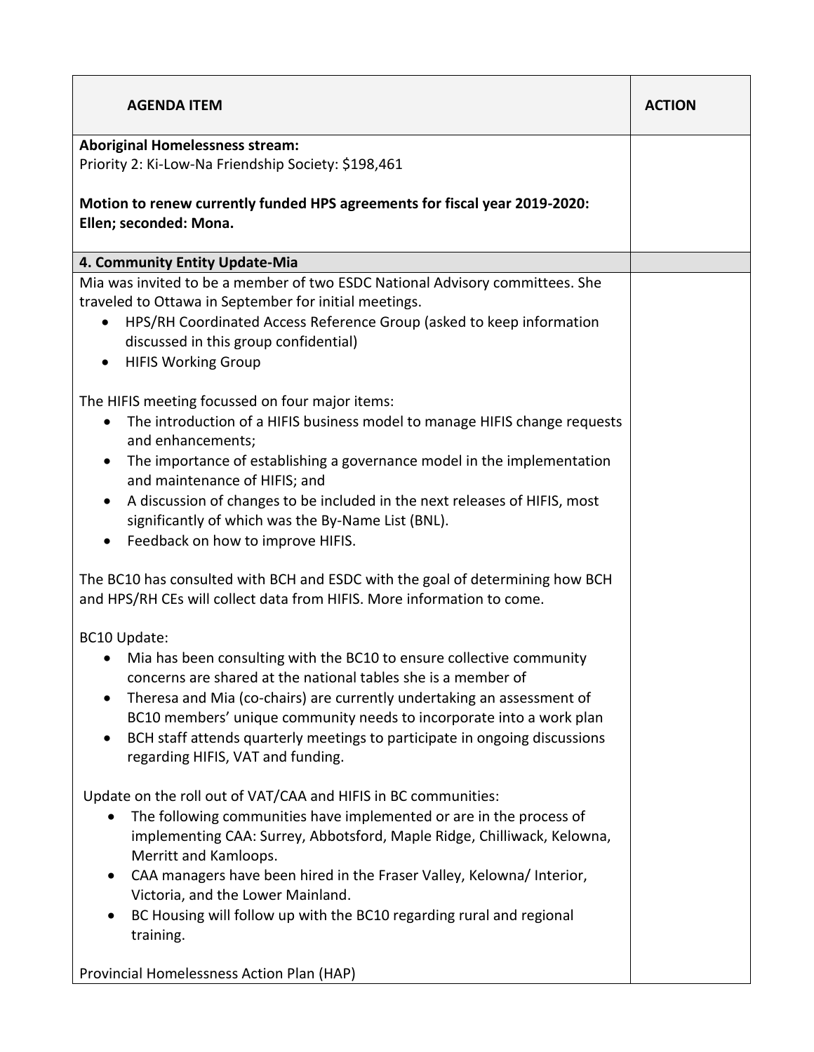| AGENDA ITEM | ACTION |
|---|---|
| **Aboriginal Homelessness stream:**<br>Priority 2: Ki-Low-Na Friendship Society: $198,461<br><br>**Motion to renew currently funded HPS agreements for fiscal year 2019-2020: Ellen; seconded: Mona.** | |
| **4. Community Entity Update-Mia** | |
| Mia was invited to be a member of two ESDC National Advisory committees. She traveled to Ottawa in September for initial meetings.<br>• HPS/RH Coordinated Access Reference Group (asked to keep information discussed in this group confidential)<br>• HIFIS Working Group<br><br>The HIFIS meeting focussed on four major items:<br>• The introduction of a HIFIS business model to manage HIFIS change requests and enhancements;<br>• The importance of establishing a governance model in the implementation and maintenance of HIFIS; and<br>• A discussion of changes to be included in the next releases of HIFIS, most significantly of which was the By-Name List (BNL).<br>• Feedback on how to improve HIFIS.<br><br>The BC10 has consulted with BCH and ESDC with the goal of determining how BCH and HPS/RH CEs will collect data from HIFIS. More information to come.<br><br>BC10 Update:<br>• Mia has been consulting with the BC10 to ensure collective community concerns are shared at the national tables she is a member of<br>• Theresa and Mia (co-chairs) are currently undertaking an assessment of BC10 members' unique community needs to incorporate into a work plan<br>• BCH staff attends quarterly meetings to participate in ongoing discussions regarding HIFIS, VAT and funding.<br><br>Update on the roll out of VAT/CAA and HIFIS in BC communities:<br>• The following communities have implemented or are in the process of implementing CAA: Surrey, Abbotsford, Maple Ridge, Chilliwack, Kelowna, Merritt and Kamloops.<br>• CAA managers have been hired in the Fraser Valley, Kelowna/ Interior, Victoria, and the Lower Mainland.<br>• BC Housing will follow up with the BC10 regarding rural and regional training.<br><br>Provincial Homelessness Action Plan (HAP) | |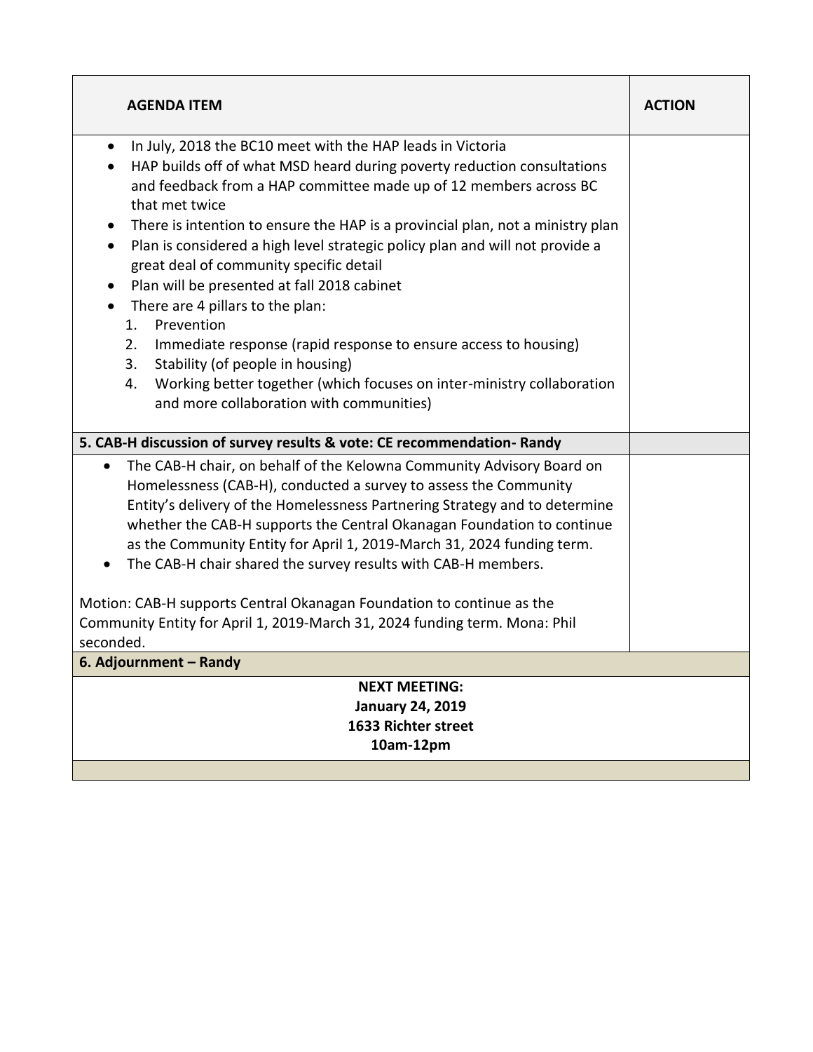| AGENDA ITEM | ACTION |
|---|---|
| • In July, 2018 the BC10 meet with the HAP leads in Victoria<br>• HAP builds off of what MSD heard during poverty reduction consultations and feedback from a HAP committee made up of 12 members across BC that met twice<br>• There is intention to ensure the HAP is a provincial plan, not a ministry plan<br>• Plan is considered a high level strategic policy plan and will not provide a great deal of community specific detail<br>• Plan will be presented at fall 2018 cabinet<br>• There are 4 pillars to the plan:<br>1. Prevention<br>2. Immediate response (rapid response to ensure access to housing)<br>3. Stability (of people in housing)<br>4. Working better together (which focuses on inter-ministry collaboration and more collaboration with communities) | |
| **5. CAB-H discussion of survey results & vote: CE recommendation- Randy** | |
| • The CAB-H chair, on behalf of the Kelowna Community Advisory Board on Homelessness (CAB-H), conducted a survey to assess the Community Entity's delivery of the Homelessness Partnering Strategy and to determine whether the CAB-H supports the Central Okanagan Foundation to continue as the Community Entity for April 1, 2019-March 31, 2024 funding term.<br>• The CAB-H chair shared the survey results with CAB-H members.<br><br>Motion: CAB-H supports Central Okanagan Foundation to continue as the Community Entity for April 1, 2019-March 31, 2024 funding term. Mona: Phil seconded. | |
| **6. Adjournment – Randy** | |
| **NEXT MEETING:**<br>**January 24, 2019**<br>**1633 Richter street**<br>**10am-12pm** | |